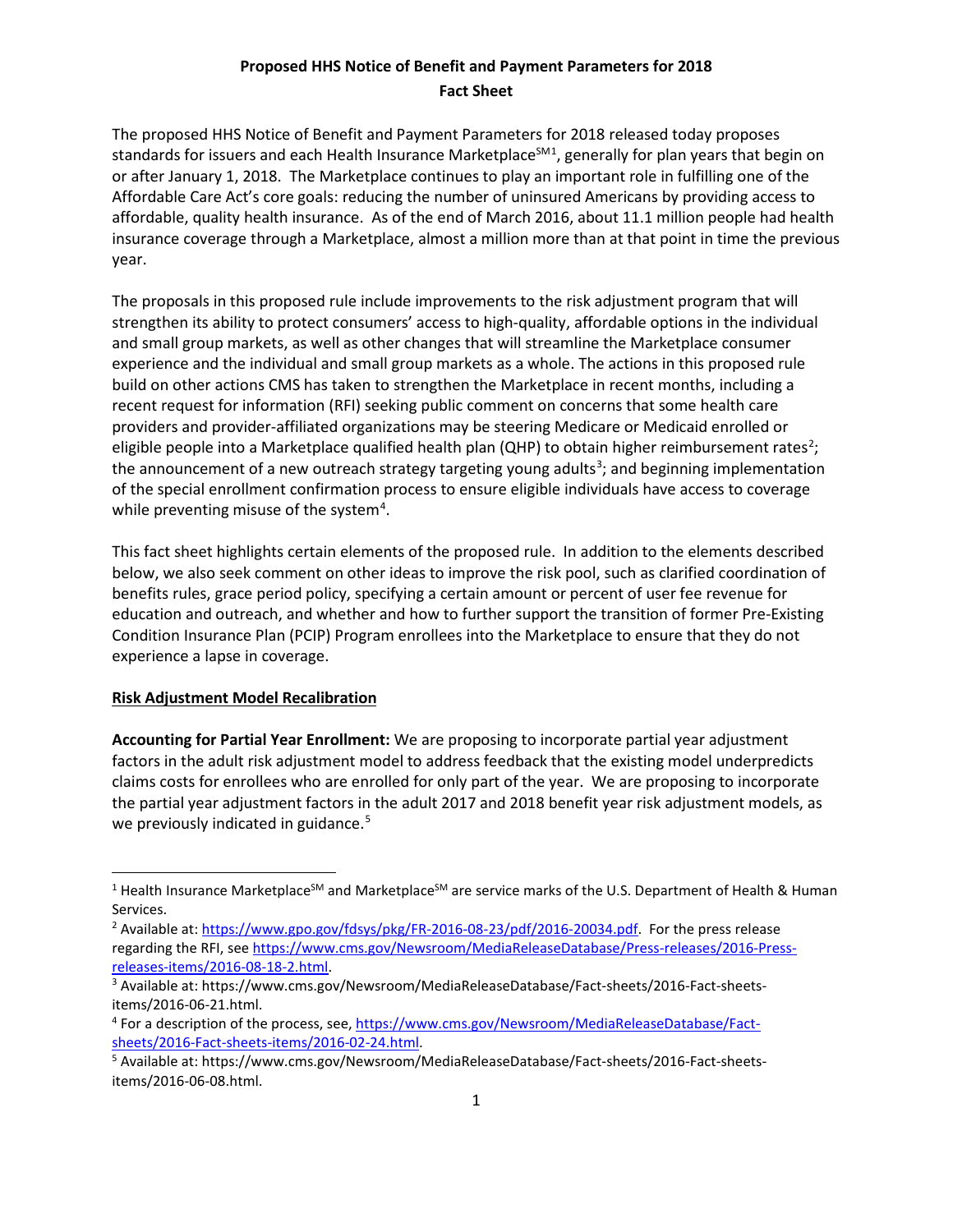# Proposed HHS Notice of Benefit and Payment Parameters for 2018

## Fact Sheet

The proposed HHS Notice of Benefit and Payment Parameters for 2018 released today proposes standards for issuers and each Health Insurance Marketplace[SM1], generally for plan years that begin on or after January 1, 2018. The Marketplace continues to play an important role in fulfilling one of the Affordable Care Act's core goals: reducing the number of uninsured Americans by providing access to affordable, quality health insurance. As of the end of March 2016, about 11.1 million people had health insurance coverage through a Marketplace, almost a million more than at that point in time the previous year.

The proposals in this proposed rule include improvements to the risk adjustment program that will strengthen its ability to protect consumers' access to high-quality, affordable options in the individual and small group markets, as well as other changes that will streamline the Marketplace consumer experience and the individual and small group markets as a whole. The actions in this proposed rule build on other actions CMS has taken to strengthen the Marketplace in recent months, including a recent request for information (RFI) seeking public comment on concerns that some health care providers and provider-affiliated organizations may be steering Medicare or Medicaid enrolled or eligible people into a Marketplace qualified health plan (QHP) to obtain higher reimbursement rates[2]; the announcement of a new outreach strategy targeting young adults[3]; and beginning implementation of the special enrollment confirmation process to ensure eligible individuals have access to coverage while preventing misuse of the system[4].

This fact sheet highlights certain elements of the proposed rule. In addition to the elements described below, we also seek comment on other ideas to improve the risk pool, such as clarified coordination of benefits rules, grace period policy, specifying a certain amount or percent of user fee revenue for education and outreach, and whether and how to further support the transition of former Pre-Existing Condition Insurance Plan (PCIP) Program enrollees into the Marketplace to ensure that they do not experience a lapse in coverage.

### Risk Adjustment Model Recalibration

**Accounting for Partial Year Enrollment:** We are proposing to incorporate partial year adjustment factors in the adult risk adjustment model to address feedback that the existing model underpredicts claims costs for enrollees who are enrolled for only part of the year. We are proposing to incorporate the partial year adjustment factors in the adult 2017 and 2018 benefit year risk adjustment models, as we previously indicated in guidance.[5]

---

[1] Health Insurance Marketplace[SM] and Marketplace[SM] are service marks of the U.S. Department of Health & Human Services.

[2] Available at: https://www.gpo.gov/fdsys/pkg/FR-2016-08-23/pdf/2016-20034.pdf. For the press release regarding the RFI, see https://www.cms.gov/Newsroom/MediaReleaseDatabase/Press-releases/2016-Press-releases-items/2016-08-18-2.html.

[3] Available at: https://www.cms.gov/Newsroom/MediaReleaseDatabase/Fact-sheets/2016-Fact-sheets-items/2016-06-21.html.

[4] For a description of the process, see, https://www.cms.gov/Newsroom/MediaReleaseDatabase/Fact-sheets/2016-Fact-sheets-items/2016-02-24.html.

[5] Available at: https://www.cms.gov/Newsroom/MediaReleaseDatabase/Fact-sheets/2016-Fact-sheets-items/2016-06-08.html.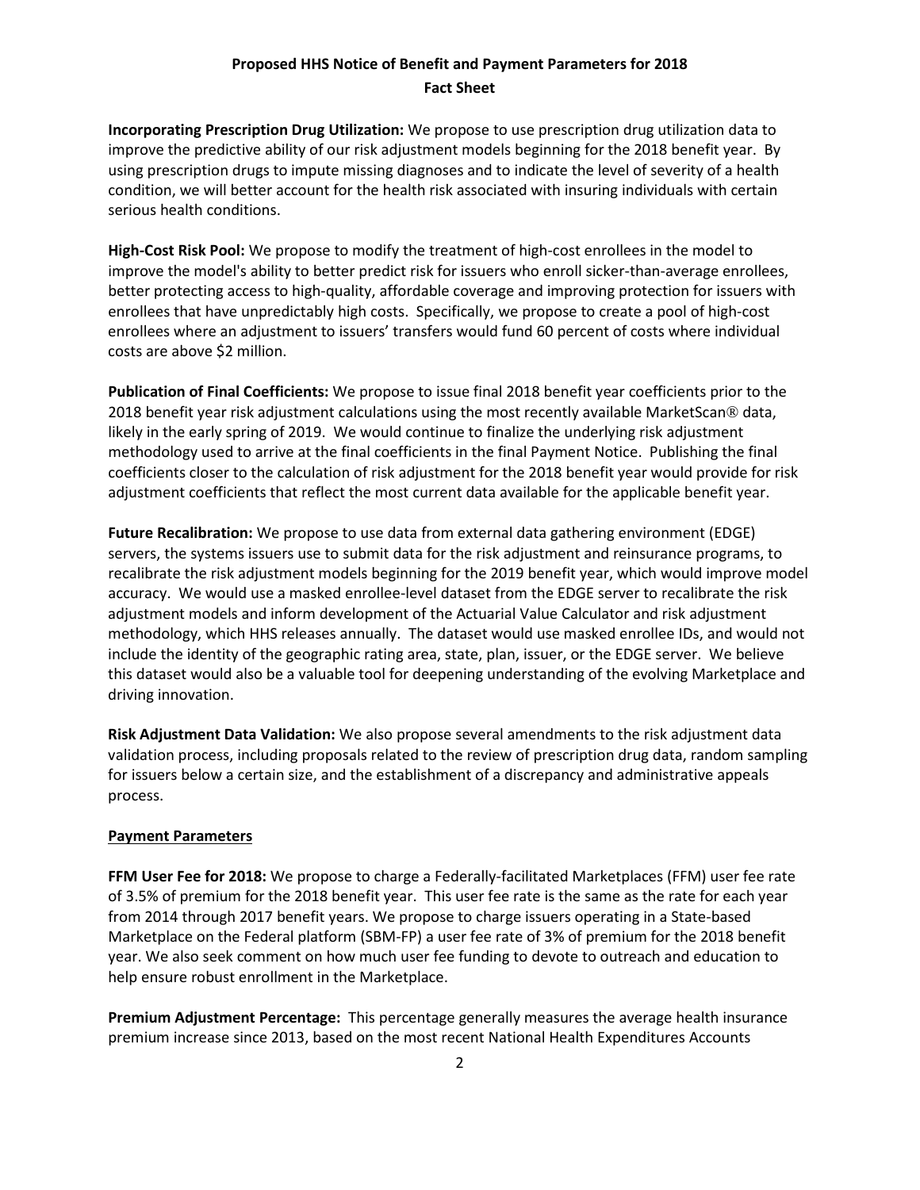**Incorporating Prescription Drug Utilization:** We propose to use prescription drug utilization data to improve the predictive ability of our risk adjustment models beginning for the 2018 benefit year. By using prescription drugs to impute missing diagnoses and to indicate the level of severity of a health condition, we will better account for the health risk associated with insuring individuals with certain serious health conditions.

**High-Cost Risk Pool:** We propose to modify the treatment of high-cost enrollees in the model to improve the model's ability to better predict risk for issuers who enroll sicker-than-average enrollees, better protecting access to high-quality, affordable coverage and improving protection for issuers with enrollees that have unpredictably high costs. Specifically, we propose to create a pool of high-cost enrollees where an adjustment to issuers' transfers would fund 60 percent of costs where individual costs are above $2 million.

**Publication of Final Coefficients:** We propose to issue final 2018 benefit year coefficients prior to the 2018 benefit year risk adjustment calculations using the most recently available MarketScan® data, likely in the early spring of 2019. We would continue to finalize the underlying risk adjustment methodology used to arrive at the final coefficients in the final Payment Notice. Publishing the final coefficients closer to the calculation of risk adjustment for the 2018 benefit year would provide for risk adjustment coefficients that reflect the most current data available for the applicable benefit year.

**Future Recalibration:** We propose to use data from external data gathering environment (EDGE) servers, the systems issuers use to submit data for the risk adjustment and reinsurance programs, to recalibrate the risk adjustment models beginning for the 2019 benefit year, which would improve model accuracy. We would use a masked enrollee-level dataset from the EDGE server to recalibrate the risk adjustment models and inform development of the Actuarial Value Calculator and risk adjustment methodology, which HHS releases annually. The dataset would use masked enrollee IDs, and would not include the identity of the geographic rating area, state, plan, issuer, or the EDGE server. We believe this dataset would also be a valuable tool for deepening understanding of the evolving Marketplace and driving innovation.

**Risk Adjustment Data Validation:** We also propose several amendments to the risk adjustment data validation process, including proposals related to the review of prescription drug data, random sampling for issuers below a certain size, and the establishment of a discrepancy and administrative appeals process.

## Payment Parameters

**FFM User Fee for 2018:** We propose to charge a Federally-facilitated Marketplaces (FFM) user fee rate of 3.5% of premium for the 2018 benefit year. This user fee rate is the same as the rate for each year from 2014 through 2017 benefit years. We propose to charge issuers operating in a State-based Marketplace on the Federal platform (SBM-FP) a user fee rate of 3% of premium for the 2018 benefit year. We also seek comment on how much user fee funding to devote to outreach and education to help ensure robust enrollment in the Marketplace.

**Premium Adjustment Percentage:** This percentage generally measures the average health insurance premium increase since 2013, based on the most recent National Health Expenditures Accounts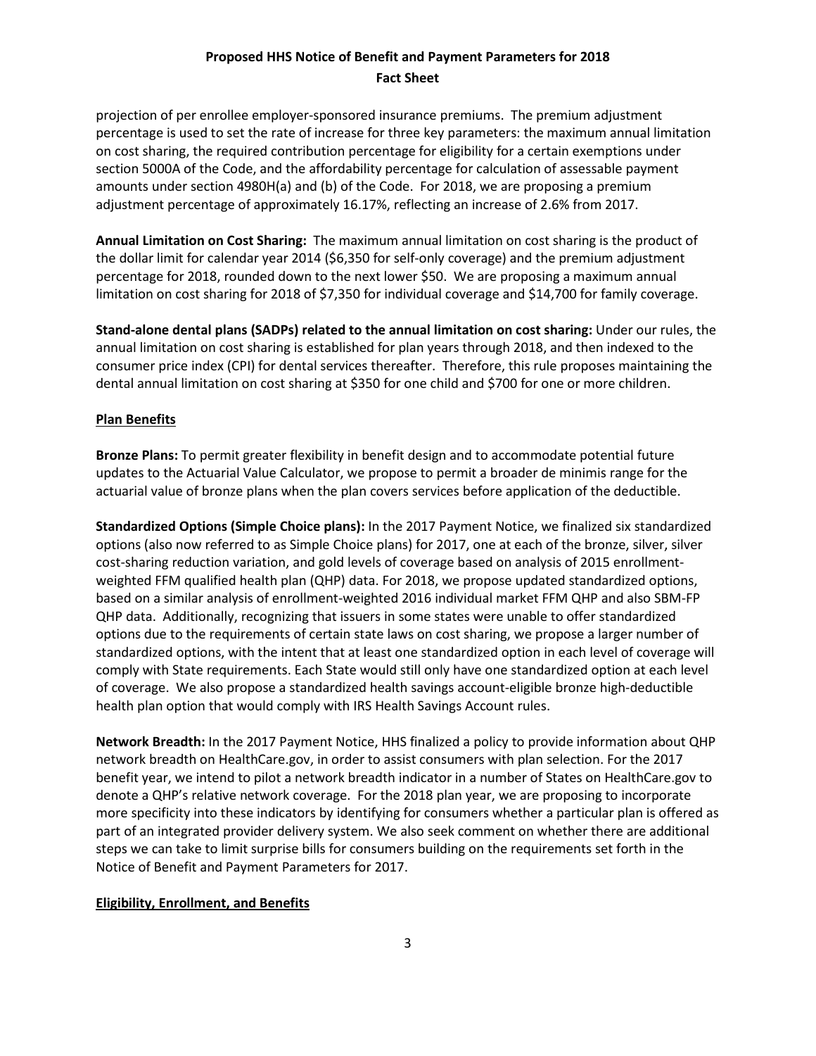projection of per enrollee employer-sponsored insurance premiums. The premium adjustment percentage is used to set the rate of increase for three key parameters: the maximum annual limitation on cost sharing, the required contribution percentage for eligibility for a certain exemptions under section 5000A of the Code, and the affordability percentage for calculation of assessable payment amounts under section 4980H(a) and (b) of the Code. For 2018, we are proposing a premium adjustment percentage of approximately 16.17%, reflecting an increase of 2.6% from 2017.

**Annual Limitation on Cost Sharing:** The maximum annual limitation on cost sharing is the product of the dollar limit for calendar year 2014 ($6,350 for self-only coverage) and the premium adjustment percentage for 2018, rounded down to the next lower $50. We are proposing a maximum annual limitation on cost sharing for 2018 of $7,350 for individual coverage and $14,700 for family coverage.

**Stand-alone dental plans (SADPs) related to the annual limitation on cost sharing:** Under our rules, the annual limitation on cost sharing is established for plan years through 2018, and then indexed to the consumer price index (CPI) for dental services thereafter. Therefore, this rule proposes maintaining the dental annual limitation on cost sharing at $350 for one child and $700 for one or more children.

## Plan Benefits

**Bronze Plans:** To permit greater flexibility in benefit design and to accommodate potential future updates to the Actuarial Value Calculator, we propose to permit a broader de minimis range for the actuarial value of bronze plans when the plan covers services before application of the deductible.

**Standardized Options (Simple Choice plans):** In the 2017 Payment Notice, we finalized six standardized options (also now referred to as Simple Choice plans) for 2017, one at each of the bronze, silver, silver cost-sharing reduction variation, and gold levels of coverage based on analysis of 2015 enrollment-weighted FFM qualified health plan (QHP) data. For 2018, we propose updated standardized options, based on a similar analysis of enrollment-weighted 2016 individual market FFM QHP and also SBM-FP QHP data. Additionally, recognizing that issuers in some states were unable to offer standardized options due to the requirements of certain state laws on cost sharing, we propose a larger number of standardized options, with the intent that at least one standardized option in each level of coverage will comply with State requirements. Each State would still only have one standardized option at each level of coverage. We also propose a standardized health savings account-eligible bronze high-deductible health plan option that would comply with IRS Health Savings Account rules.

**Network Breadth:** In the 2017 Payment Notice, HHS finalized a policy to provide information about QHP network breadth on HealthCare.gov, in order to assist consumers with plan selection. For the 2017 benefit year, we intend to pilot a network breadth indicator in a number of States on HealthCare.gov to denote a QHP's relative network coverage. For the 2018 plan year, we are proposing to incorporate more specificity into these indicators by identifying for consumers whether a particular plan is offered as part of an integrated provider delivery system. We also seek comment on whether there are additional steps we can take to limit surprise bills for consumers building on the requirements set forth in the Notice of Benefit and Payment Parameters for 2017.

## Eligibility, Enrollment, and Benefits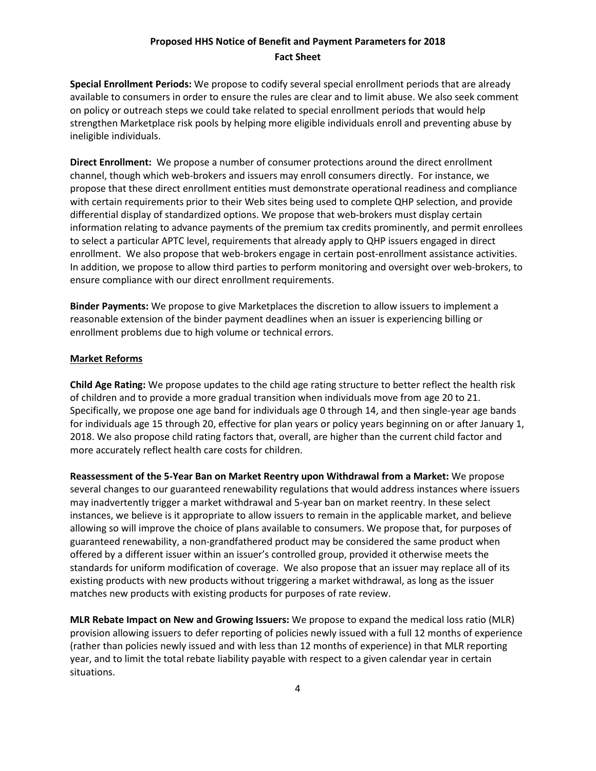**Special Enrollment Periods:** We propose to codify several special enrollment periods that are already available to consumers in order to ensure the rules are clear and to limit abuse. We also seek comment on policy or outreach steps we could take related to special enrollment periods that would help strengthen Marketplace risk pools by helping more eligible individuals enroll and preventing abuse by ineligible individuals.

**Direct Enrollment:** We propose a number of consumer protections around the direct enrollment channel, though which web-brokers and issuers may enroll consumers directly. For instance, we propose that these direct enrollment entities must demonstrate operational readiness and compliance with certain requirements prior to their Web sites being used to complete QHP selection, and provide differential display of standardized options. We propose that web-brokers must display certain information relating to advance payments of the premium tax credits prominently, and permit enrollees to select a particular APTC level, requirements that already apply to QHP issuers engaged in direct enrollment. We also propose that web-brokers engage in certain post-enrollment assistance activities. In addition, we propose to allow third parties to perform monitoring and oversight over web-brokers, to ensure compliance with our direct enrollment requirements.

**Binder Payments:** We propose to give Marketplaces the discretion to allow issuers to implement a reasonable extension of the binder payment deadlines when an issuer is experiencing billing or enrollment problems due to high volume or technical errors.

## Market Reforms

**Child Age Rating:** We propose updates to the child age rating structure to better reflect the health risk of children and to provide a more gradual transition when individuals move from age 20 to 21. Specifically, we propose one age band for individuals age 0 through 14, and then single-year age bands for individuals age 15 through 20, effective for plan years or policy years beginning on or after January 1, 2018. We also propose child rating factors that, overall, are higher than the current child factor and more accurately reflect health care costs for children.

**Reassessment of the 5-Year Ban on Market Reentry upon Withdrawal from a Market:** We propose several changes to our guaranteed renewability regulations that would address instances where issuers may inadvertently trigger a market withdrawal and 5-year ban on market reentry. In these select instances, we believe is it appropriate to allow issuers to remain in the applicable market, and believe allowing so will improve the choice of plans available to consumers. We propose that, for purposes of guaranteed renewability, a non-grandfathered product may be considered the same product when offered by a different issuer within an issuer's controlled group, provided it otherwise meets the standards for uniform modification of coverage. We also propose that an issuer may replace all of its existing products with new products without triggering a market withdrawal, as long as the issuer matches new products with existing products for purposes of rate review.

**MLR Rebate Impact on New and Growing Issuers:** We propose to expand the medical loss ratio (MLR) provision allowing issuers to defer reporting of policies newly issued with a full 12 months of experience (rather than policies newly issued and with less than 12 months of experience) in that MLR reporting year, and to limit the total rebate liability payable with respect to a given calendar year in certain situations.